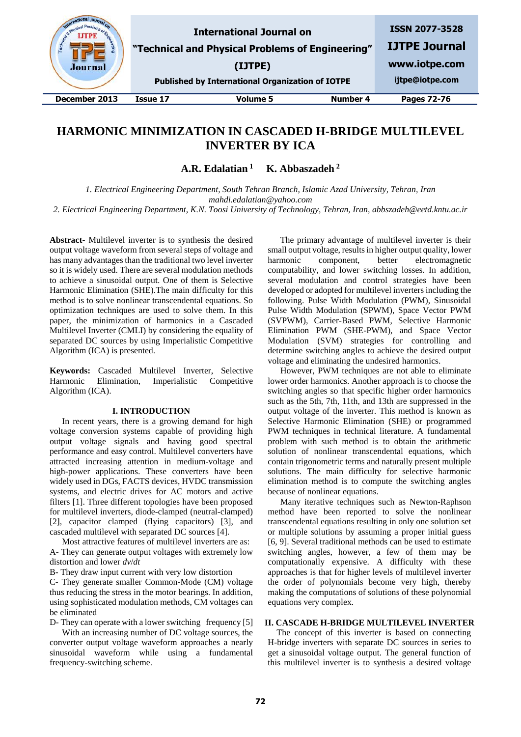# HARMONIC MINIMIZATION IN CASCADED H-BRIDGE MULTILEVEL INVERTER BY ICA

**A.R. Edalatian [1]   K. Abbaszadeh [2]**

*1. Electrical Engineering Department, South Tehran Branch, Islamic Azad University, Tehran, Iran*
*mahdi.edalatian@yahoo.com*
*2. Electrical Engineering Department, K.N. Toosi University of Technology, Tehran, Iran, abbszadeh@eetd.kntu.ac.ir*

**Abstract-** Multilevel inverter is to synthesis the desired output voltage waveform from several steps of voltage and has many advantages than the traditional two level inverter so it is widely used. There are several modulation methods to achieve a sinusoidal output. One of them is Selective Harmonic Elimination (SHE).The main difficulty for this method is to solve nonlinear transcendental equations. So optimization techniques are used to solve them. In this paper, the minimization of harmonics in a Cascaded Multilevel Inverter (CMLI) by considering the equality of separated DC sources by using Imperialistic Competitive Algorithm (ICA) is presented.

**Keywords:** Cascaded Multilevel Inverter, Selective Harmonic Elimination, Imperialistic Competitive Algorithm (ICA).

## I. INTRODUCTION

In recent years, there is a growing demand for high voltage conversion systems capable of providing high output voltage signals and having good spectral performance and easy control. Multilevel converters have attracted increasing attention in medium-voltage and high-power applications. These converters have been widely used in DGs, FACTS devices, HVDC transmission systems, and electric drives for AC motors and active filters [1]. Three different topologies have been proposed for multilevel inverters, diode-clamped (neutral-clamped) [2], capacitor clamped (flying capacitors) [3], and cascaded multilevel with separated DC sources [4].

Most attractive features of multilevel inverters are as:

A- They can generate output voltages with extremely low distortion and lower *dv*/*dt*

B- They draw input current with very low distortion

C- They generate smaller Common-Mode (CM) voltage thus reducing the stress in the motor bearings. In addition, using sophisticated modulation methods, CM voltages can be eliminated

D- They can operate with a lower switching frequency [5]

With an increasing number of DC voltage sources, the converter output voltage waveform approaches a nearly sinusoidal waveform while using a fundamental frequency-switching scheme.

The primary advantage of multilevel inverter is their small output voltage, results in higher output quality, lower harmonic component, better electromagnetic computability, and lower switching losses. In addition, several modulation and control strategies have been developed or adopted for multilevel inverters including the following. Pulse Width Modulation (PWM), Sinusoidal Pulse Width Modulation (SPWM), Space Vector PWM (SVPWM), Carrier-Based PWM, Selective Harmonic Elimination PWM (SHE-PWM), and Space Vector Modulation (SVM) strategies for controlling and determine switching angles to achieve the desired output voltage and eliminating the undesired harmonics.

However, PWM techniques are not able to eliminate lower order harmonics. Another approach is to choose the switching angles so that specific higher order harmonics such as the 5th, 7th, 11th, and 13th are suppressed in the output voltage of the inverter. This method is known as Selective Harmonic Elimination (SHE) or programmed PWM techniques in technical literature. A fundamental problem with such method is to obtain the arithmetic solution of nonlinear transcendental equations, which contain trigonometric terms and naturally present multiple solutions. The main difficulty for selective harmonic elimination method is to compute the switching angles because of nonlinear equations.

Many iterative techniques such as Newton-Raphson method have been reported to solve the nonlinear transcendental equations resulting in only one solution set or multiple solutions by assuming a proper initial guess [6, 9]. Several traditional methods can be used to estimate switching angles, however, a few of them may be computationally expensive. A difficulty with these approaches is that for higher levels of multilevel inverter the order of polynomials become very high, thereby making the computations of solutions of these polynomial equations very complex.

## II. CASCADE H-BRIDGE MULTILEVEL INVERTER

The concept of this inverter is based on connecting H-bridge inverters with separate DC sources in series to get a sinusoidal voltage output. The general function of this multilevel inverter is to synthesis a desired voltage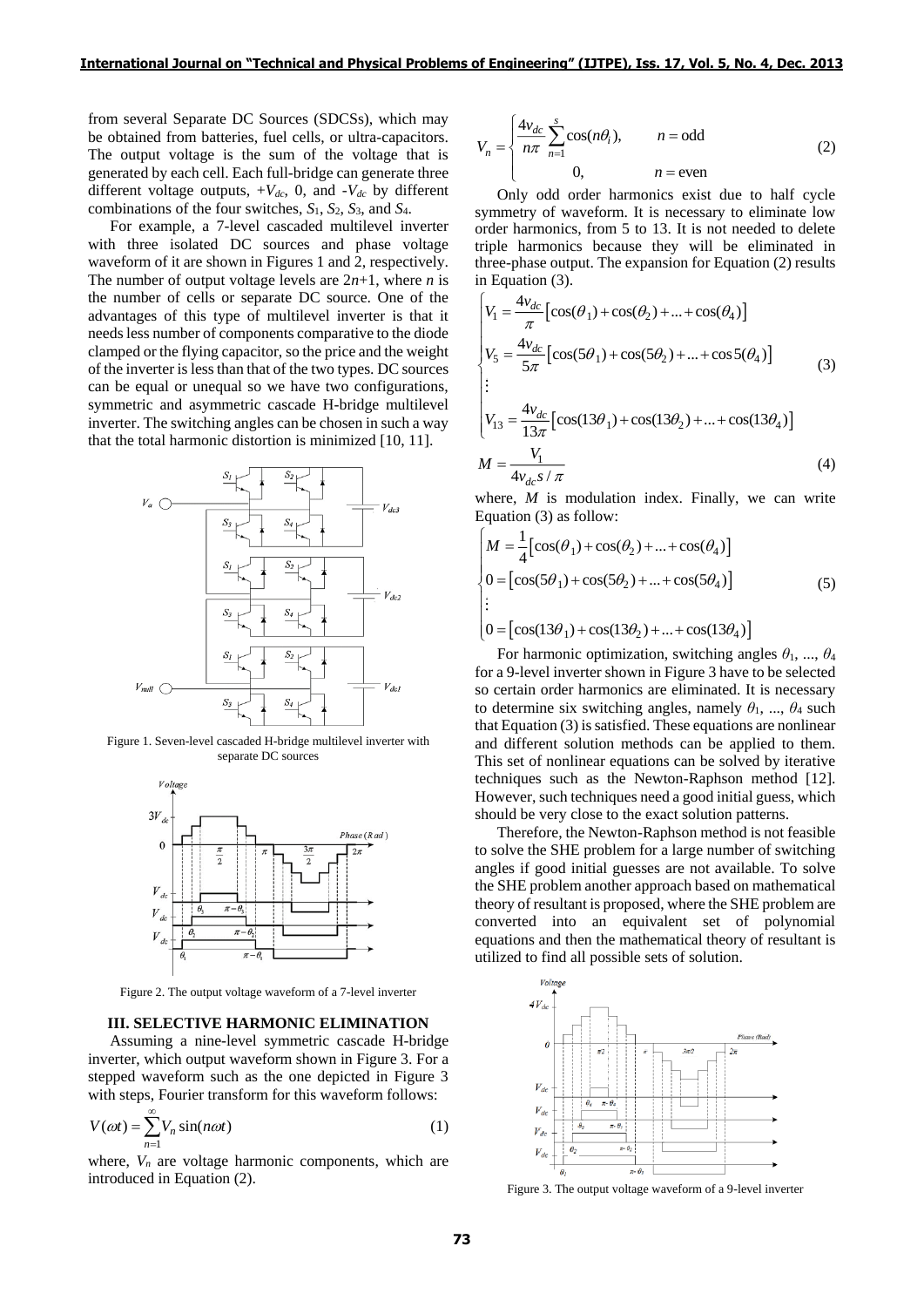from several Separate DC Sources (SDCSs), which may be obtained from batteries, fuel cells, or ultra-capacitors. The output voltage is the sum of the voltage that is generated by each cell. Each full-bridge can generate three different voltage outputs, $+V_{dc}$, 0, and $-V_{dc}$ by different combinations of the four switches, $S_1$, $S_2$, $S_3$, and $S_4$.

For example, a 7-level cascaded multilevel inverter with three isolated DC sources and phase voltage waveform of it are shown in Figures 1 and 2, respectively. The number of output voltage levels are $2n+1$, where $n$ is the number of cells or separate DC source. One of the advantages of this type of multilevel inverter is that it needs less number of components comparative to the diode clamped or the flying capacitor, so the price and the weight of the inverter is less than that of the two types. DC sources can be equal or unequal so we have two configurations, symmetric and asymmetric cascade H-bridge multilevel inverter. The switching angles can be chosen in such a way that the total harmonic distortion is minimized [10, 11].

Figure 1. Seven-level cascaded H-bridge multilevel inverter with separate DC sources

Figure 2. The output voltage waveform of a 7-level inverter

## III. SELECTIVE HARMONIC ELIMINATION

Assuming a nine-level symmetric cascade H-bridge inverter, which output waveform shown in Figure 3. For a stepped waveform such as the one depicted in Figure 3 with steps, Fourier transform for this waveform follows:

$$V(\omega t) = \sum_{n=1}^{\infty} V_n \sin(n\omega t) \tag{1}$$

where, $V_n$ are voltage harmonic components, which are introduced in Equation (2).

$$V_n = \begin{cases} \dfrac{4v_{dc}}{n\pi} \displaystyle\sum_{n=1}^{s} \cos(n\theta_i), & n = \text{odd} \\ 0, & n = \text{even} \end{cases} \tag{2}$$

Only odd order harmonics exist due to half cycle symmetry of waveform. It is necessary to eliminate low order harmonics, from 5 to 13. It is not needed to delete triple harmonics because they will be eliminated in three-phase output. The expansion for Equation (2) results in Equation (3).

$$\begin{cases} V_1 = \dfrac{4v_{dc}}{\pi}\left[\cos(\theta_1) + \cos(\theta_2) + \ldots + \cos(\theta_4)\right] \\ V_5 = \dfrac{4v_{dc}}{5\pi}\left[\cos(5\theta_1) + \cos(5\theta_2) + \ldots + \cos 5(\theta_4)\right] \\ \vdots \\ V_{13} = \dfrac{4v_{dc}}{13\pi}\left[\cos(13\theta_1) + \cos(13\theta_2) + \ldots + \cos(13\theta_4)\right] \end{cases} \tag{3}$$

$$M = \frac{V_1}{4v_{dc} s / \pi} \tag{4}$$

where, $M$ is modulation index. Finally, we can write Equation (3) as follow:

$$\begin{cases} M = \dfrac{1}{4}\left[\cos(\theta_1) + \cos(\theta_2) + \ldots + \cos(\theta_4)\right] \\ 0 = \left[\cos(5\theta_1) + \cos(5\theta_2) + \ldots + \cos(5\theta_4)\right] \\ \vdots \\ 0 = \left[\cos(13\theta_1) + \cos(13\theta_2) + \ldots + \cos(13\theta_4)\right] \end{cases} \tag{5}$$

For harmonic optimization, switching angles $\theta_1$, ..., $\theta_4$ for a 9-level inverter shown in Figure 3 have to be selected so certain order harmonics are eliminated. It is necessary to determine six switching angles, namely $\theta_1$, ..., $\theta_4$ such that Equation (3) is satisfied. These equations are nonlinear and different solution methods can be applied to them. This set of nonlinear equations can be solved by iterative techniques such as the Newton-Raphson method [12]. However, such techniques need a good initial guess, which should be very close to the exact solution patterns.

Therefore, the Newton-Raphson method is not feasible to solve the SHE problem for a large number of switching angles if good initial guesses are not available. To solve the SHE problem another approach based on mathematical theory of resultant is proposed, where the SHE problem are converted into an equivalent set of polynomial equations and then the mathematical theory of resultant is utilized to find all possible sets of solution.

Figure 3. The output voltage waveform of a 9-level inverter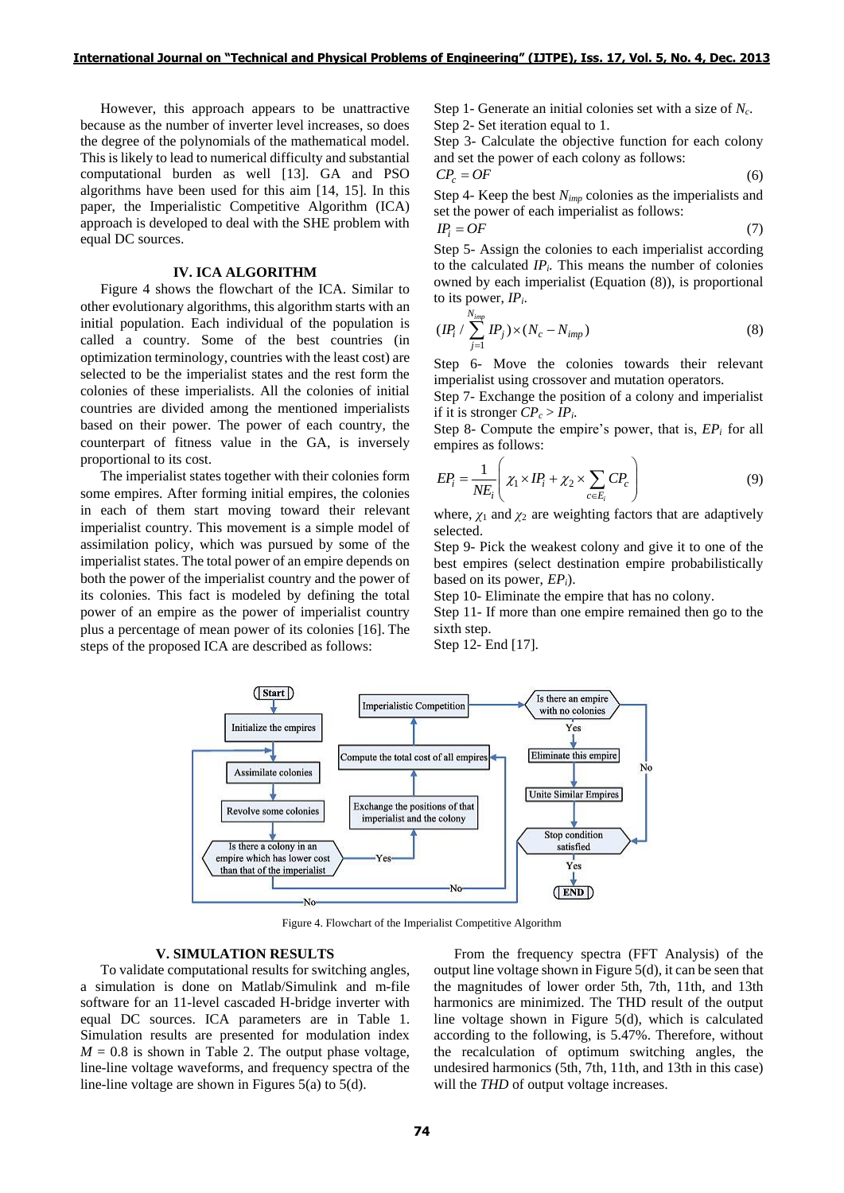However, this approach appears to be unattractive because as the number of inverter level increases, so does the degree of the polynomials of the mathematical model. This is likely to lead to numerical difficulty and substantial computational burden as well [13]. GA and PSO algorithms have been used for this aim [14, 15]. In this paper, the Imperialistic Competitive Algorithm (ICA) approach is developed to deal with the SHE problem with equal DC sources.

## IV. ICA ALGORITHM

Figure 4 shows the flowchart of the ICA. Similar to other evolutionary algorithms, this algorithm starts with an initial population. Each individual of the population is called a country. Some of the best countries (in optimization terminology, countries with the least cost) are selected to be the imperialist states and the rest form the colonies of these imperialists. All the colonies of initial countries are divided among the mentioned imperialists based on their power. The power of each country, the counterpart of fitness value in the GA, is inversely proportional to its cost.

The imperialist states together with their colonies form some empires. After forming initial empires, the colonies in each of them start moving toward their relevant imperialist country. This movement is a simple model of assimilation policy, which was pursued by some of the imperialist states. The total power of an empire depends on both the power of the imperialist country and the power of its colonies. This fact is modeled by defining the total power of an empire as the power of imperialist country plus a percentage of mean power of its colonies [16]. The steps of the proposed ICA are described as follows:

Step 1- Generate an initial colonies set with a size of $N_c$.
Step 2- Set iteration equal to 1.
Step 3- Calculate the objective function for each colony and set the power of each colony as follows:

$$CP_c = OF \tag{6}$$

Step 4- Keep the best $N_{imp}$ colonies as the imperialists and set the power of each imperialist as follows:

$$IP_i = OF \tag{7}$$

Step 5- Assign the colonies to each imperialist according to the calculated $IP_i$. This means the number of colonies owned by each imperialist (Equation (8)), is proportional to its power, $IP_i$.

$$(IP_i / \sum_{j=1}^{N_{imp}} IP_j) \times (N_c - N_{imp}) \tag{8}$$

Step 6- Move the colonies towards their relevant imperialist using crossover and mutation operators.
Step 7- Exchange the position of a colony and imperialist if it is stronger $CP_c > IP_i$.
Step 8- Compute the empire's power, that is, $EP_i$ for all empires as follows:

$$EP_i = \frac{1}{NE_i}\left(\chi_1 \times IP_i + \chi_2 \times \sum_{c \in E_i} CP_c\right) \tag{9}$$

where, $\chi_1$ and $\chi_2$ are weighting factors that are adaptively selected.
Step 9- Pick the weakest colony and give it to one of the best empires (select destination empire probabilistically based on its power, $EP_i$).
Step 10- Eliminate the empire that has no colony.
Step 11- If more than one empire remained then go to the sixth step.
Step 12- End [17].

Start
Initialize the empires
Assimilate colonies
Revolve some colonies
Is there a colony in an empire which has lower cost than that of the imperialist
Yes
No
No
Exchange the positions of that imperialist and the colony
Compute the total cost of all empires
Imperialistic Competition
Is there an empire with no colonies
Yes
Eliminate this empire
No
Unite Similar Empires
Stop condition satisfied
Yes
END

Figure 4. Flowchart of the Imperialist Competitive Algorithm

## V. SIMULATION RESULTS

To validate computational results for switching angles, a simulation is done on Matlab/Simulink and m-file software for an 11-level cascaded H-bridge inverter with equal DC sources. ICA parameters are in Table 1. Simulation results are presented for modulation index $M$ = 0.8 is shown in Table 2. The output phase voltage, line-line voltage waveforms, and frequency spectra of the line-line voltage are shown in Figures 5(a) to 5(d).

From the frequency spectra (FFT Analysis) of the output line voltage shown in Figure 5(d), it can be seen that the magnitudes of lower order 5th, 7th, 11th, and 13th harmonics are minimized. The THD result of the output line voltage shown in Figure 5(d), which is calculated according to the following, is 5.47%. Therefore, without the recalculation of optimum switching angles, the undesired harmonics (5th, 7th, 11th, and 13th in this case) will the *THD* of output voltage increases.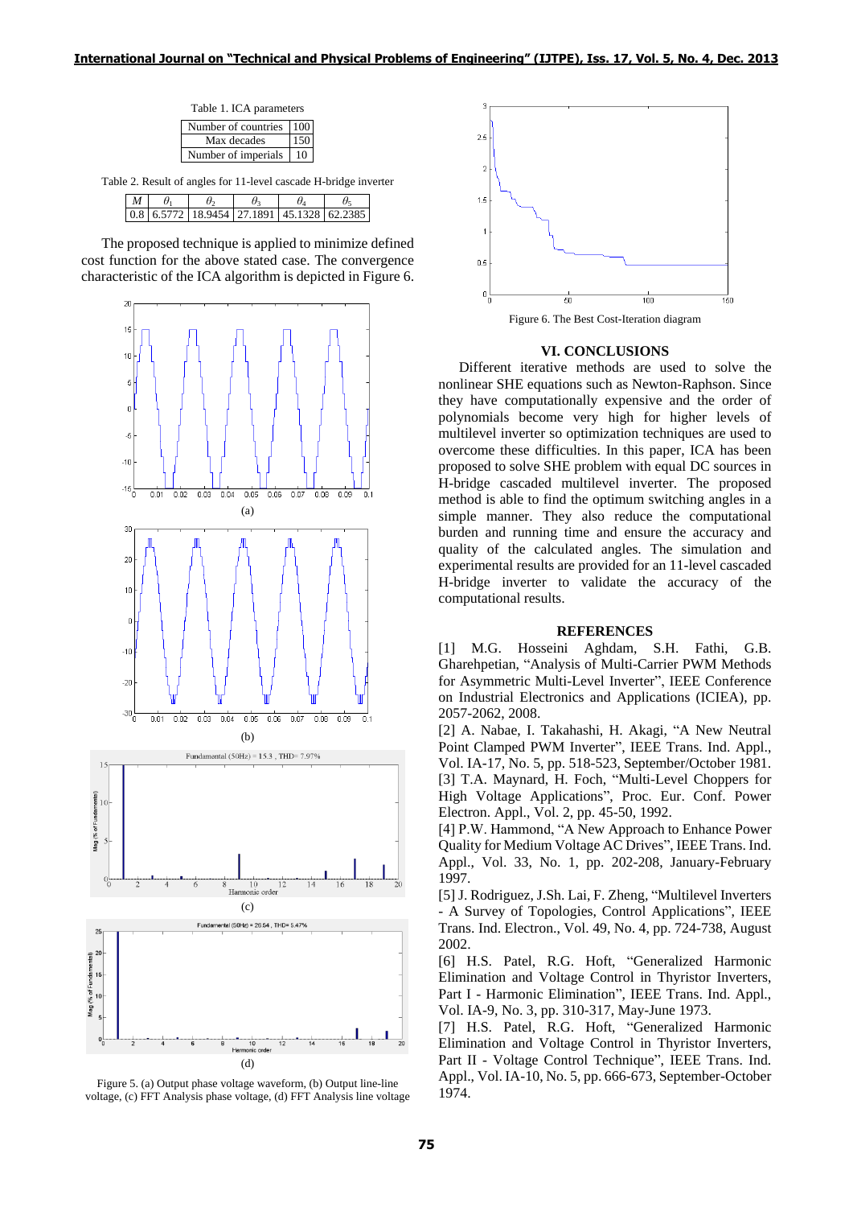Table 1. ICA parameters

| | |
|---|---|
| Number of countries | 100 |
| Max decades | 150 |
| Number of imperials | 10 |

Table 2. Result of angles for 11-level cascade H-bridge inverter

| $M$ | $\theta_1$ | $\theta_2$ | $\theta_3$ | $\theta_4$ | $\theta_5$ |
|---|---|---|---|---|---|
| 0.8 | 6.5772 | 18.9454 | 27.1891 | 45.1328 | 62.2385 |

The proposed technique is applied to minimize defined cost function for the above stated case. The convergence characteristic of the ICA algorithm is depicted in Figure 6.

(a)

(b)

Fundamental (50Hz) = 15.3 , THD= 7.97%

Mag (% of Fundamental)

Harmonic order

(c)

Fundamental (50Hz) = 26.54 , THD= 5.47%

Mag (% of Fundamental)

Harmonic order

(d)

Figure 5. (a) Output phase voltage waveform, (b) Output line-line voltage, (c) FFT Analysis phase voltage, (d) FFT Analysis line voltage

Figure 6. The Best Cost-Iteration diagram

## VI. CONCLUSIONS

Different iterative methods are used to solve the nonlinear SHE equations such as Newton-Raphson. Since they have computationally expensive and the order of polynomials become very high for higher levels of multilevel inverter so optimization techniques are used to overcome these difficulties. In this paper, ICA has been proposed to solve SHE problem with equal DC sources in H-bridge cascaded multilevel inverter. The proposed method is able to find the optimum switching angles in a simple manner. They also reduce the computational burden and running time and ensure the accuracy and quality of the calculated angles. The simulation and experimental results are provided for an 11-level cascaded H-bridge inverter to validate the accuracy of the computational results.

## REFERENCES

[1] M.G. Hosseini Aghdam, S.H. Fathi, G.B. Gharehpetian, "Analysis of Multi-Carrier PWM Methods for Asymmetric Multi-Level Inverter", IEEE Conference on Industrial Electronics and Applications (ICIEA), pp. 2057-2062, 2008.

[2] A. Nabae, I. Takahashi, H. Akagi, "A New Neutral Point Clamped PWM Inverter", IEEE Trans. Ind. Appl., Vol. IA-17, No. 5, pp. 518-523, September/October 1981.

[3] T.A. Maynard, H. Foch, "Multi-Level Choppers for High Voltage Applications", Proc. Eur. Conf. Power Electron. Appl., Vol. 2, pp. 45-50, 1992.

[4] P.W. Hammond, "A New Approach to Enhance Power Quality for Medium Voltage AC Drives", IEEE Trans. Ind. Appl., Vol. 33, No. 1, pp. 202-208, January-February 1997.

[5] J. Rodriguez, J.Sh. Lai, F. Zheng, "Multilevel Inverters - A Survey of Topologies, Control Applications", IEEE Trans. Ind. Electron., Vol. 49, No. 4, pp. 724-738, August 2002.

[6] H.S. Patel, R.G. Hoft, "Generalized Harmonic Elimination and Voltage Control in Thyristor Inverters, Part I - Harmonic Elimination", IEEE Trans. Ind. Appl., Vol. IA-9, No. 3, pp. 310-317, May-June 1973.

[7] H.S. Patel, R.G. Hoft, "Generalized Harmonic Elimination and Voltage Control in Thyristor Inverters, Part II - Voltage Control Technique", IEEE Trans. Ind. Appl., Vol. IA-10, No. 5, pp. 666-673, September-October 1974.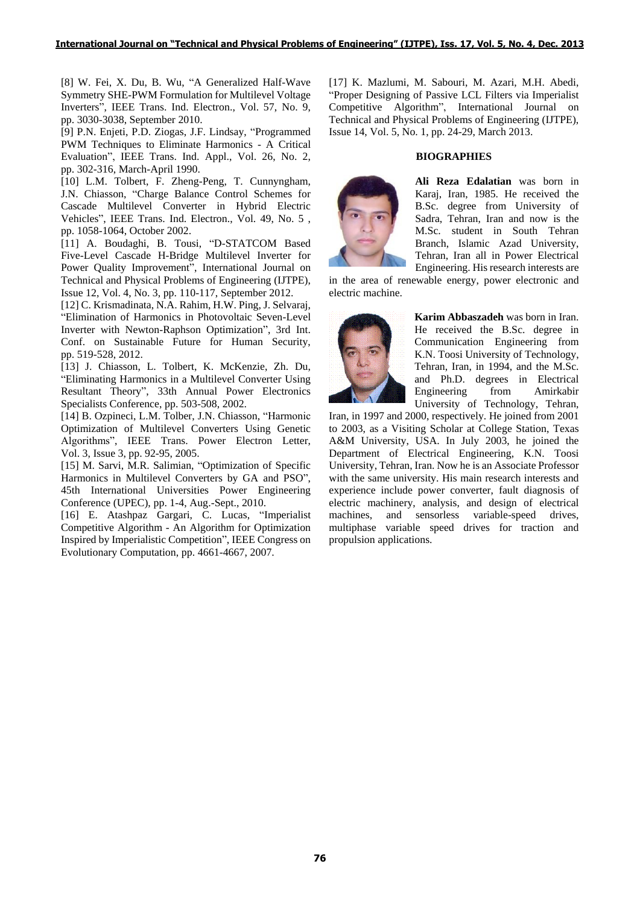[8] W. Fei, X. Du, B. Wu, "A Generalized Half-Wave Symmetry SHE-PWM Formulation for Multilevel Voltage Inverters", IEEE Trans. Ind. Electron., Vol. 57, No. 9, pp. 3030-3038, September 2010.

[9] P.N. Enjeti, P.D. Ziogas, J.F. Lindsay, "Programmed PWM Techniques to Eliminate Harmonics - A Critical Evaluation", IEEE Trans. Ind. Appl., Vol. 26, No. 2, pp. 302-316, March-April 1990.

[10] L.M. Tolbert, F. Zheng-Peng, T. Cunnyngham, J.N. Chiasson, "Charge Balance Control Schemes for Cascade Multilevel Converter in Hybrid Electric Vehicles", IEEE Trans. Ind. Electron., Vol. 49, No. 5 , pp. 1058-1064, October 2002.

[11] A. Boudaghi, B. Tousi, "D-STATCOM Based Five-Level Cascade H-Bridge Multilevel Inverter for Power Quality Improvement", International Journal on Technical and Physical Problems of Engineering (IJTPE), Issue 12, Vol. 4, No. 3, pp. 110-117, September 2012.

[12] C. Krismadinata, N.A. Rahim, H.W. Ping, J. Selvaraj, "Elimination of Harmonics in Photovoltaic Seven-Level Inverter with Newton-Raphson Optimization", 3rd Int. Conf. on Sustainable Future for Human Security, pp. 519-528, 2012.

[13] J. Chiasson, L. Tolbert, K. McKenzie, Zh. Du, "Eliminating Harmonics in a Multilevel Converter Using Resultant Theory", 33th Annual Power Electronics Specialists Conference, pp. 503-508, 2002.

[14] B. Ozpineci, L.M. Tolber, J.N. Chiasson, "Harmonic Optimization of Multilevel Converters Using Genetic Algorithms", IEEE Trans. Power Electron Letter, Vol. 3, Issue 3, pp. 92-95, 2005.

[15] M. Sarvi, M.R. Salimian, "Optimization of Specific Harmonics in Multilevel Converters by GA and PSO", 45th International Universities Power Engineering Conference (UPEC), pp. 1-4, Aug.-Sept., 2010.

[16] E. Atashpaz Gargari, C. Lucas, "Imperialist Competitive Algorithm - An Algorithm for Optimization Inspired by Imperialistic Competition", IEEE Congress on Evolutionary Computation, pp. 4661-4667, 2007.

[17] K. Mazlumi, M. Sabouri, M. Azari, M.H. Abedi, "Proper Designing of Passive LCL Filters via Imperialist Competitive Algorithm", International Journal on Technical and Physical Problems of Engineering (IJTPE), Issue 14, Vol. 5, No. 1, pp. 24-29, March 2013.

## BIOGRAPHIES

**Ali Reza Edalatian** was born in Karaj, Iran, 1985. He received the B.Sc. degree from University of Sadra, Tehran, Iran and now is the M.Sc. student in South Tehran Branch, Islamic Azad University, Tehran, Iran all in Power Electrical Engineering. His research interests are in the area of renewable energy, power electronic and electric machine.

**Karim Abbaszadeh** was born in Iran. He received the B.Sc. degree in Communication Engineering from K.N. Toosi University of Technology, Tehran, Iran, in 1994, and the M.Sc. and Ph.D. degrees in Electrical Engineering from Amirkabir University of Technology, Tehran, Iran, in 1997 and 2000, respectively. He joined from 2001 to 2003, as a Visiting Scholar at College Station, Texas A&M University, USA. In July 2003, he joined the Department of Electrical Engineering, K.N. Toosi University, Tehran, Iran. Now he is an Associate Professor with the same university. His main research interests and experience include power converter, fault diagnosis of electric machinery, analysis, and design of electrical machines, and sensorless variable-speed drives, multiphase variable speed drives for traction and propulsion applications.